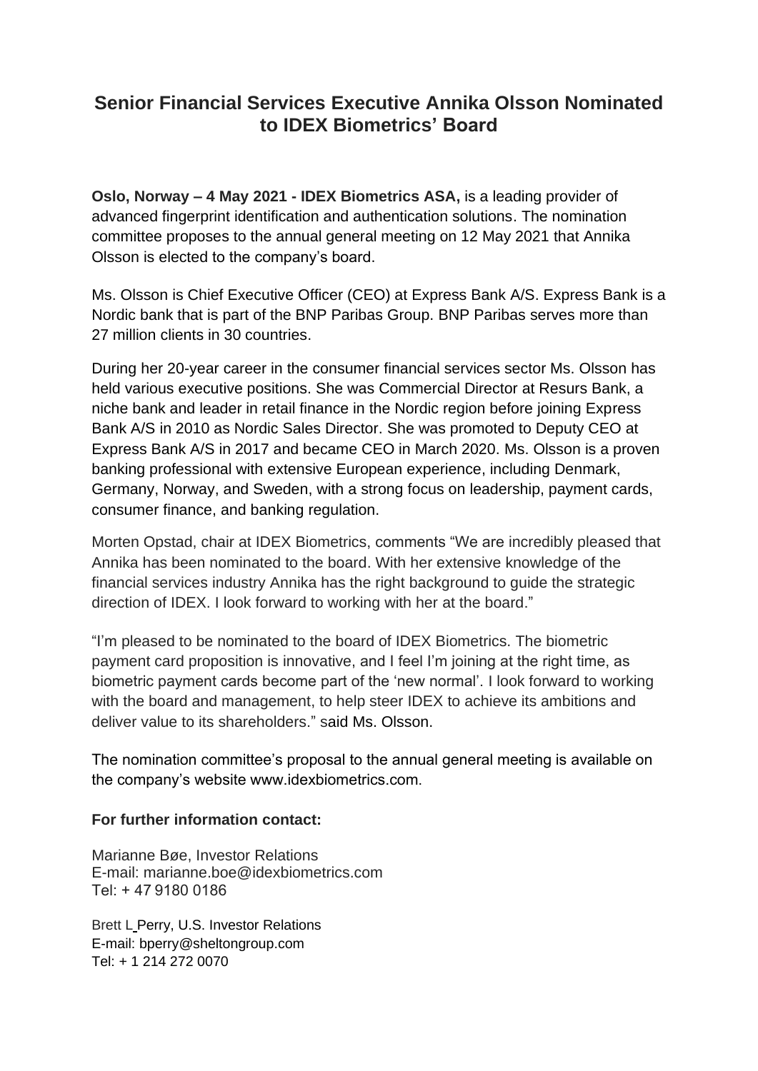# Senior Financial Services Executive Annika Olsson Nominated to IDEX Biometrics' Board

**Oslo, Norway – 4 May 2021 - IDEX Biometrics ASA,** is a leading provider of advanced fingerprint identification and authentication solutions. The nomination committee proposes to the annual general meeting on 12 May 2021 that Annika Olsson is elected to the company's board.

Ms. Olsson is Chief Executive Officer (CEO) at Express Bank A/S. Express Bank is a Nordic bank that is part of the BNP Paribas Group. BNP Paribas serves more than 27 million clients in 30 countries.

During her 20-year career in the consumer financial services sector Ms. Olsson has held various executive positions. She was Commercial Director at Resurs Bank, a niche bank and leader in retail finance in the Nordic region before joining Express Bank A/S in 2010 as Nordic Sales Director. She was promoted to Deputy CEO at Express Bank A/S in 2017 and became CEO in March 2020. Ms. Olsson is a proven banking professional with extensive European experience, including Denmark, Germany, Norway, and Sweden, with a strong focus on leadership, payment cards, consumer finance, and banking regulation.

Morten Opstad, chair at IDEX Biometrics, comments "We are incredibly pleased that Annika has been nominated to the board. With her extensive knowledge of the financial services industry Annika has the right background to guide the strategic direction of IDEX. I look forward to working with her at the board."

"I'm pleased to be nominated to the board of IDEX Biometrics. The biometric payment card proposition is innovative, and I feel I'm joining at the right time, as biometric payment cards become part of the 'new normal'. I look forward to working with the board and management, to help steer IDEX to achieve its ambitions and deliver value to its shareholders." said Ms. Olsson.

The nomination committee's proposal to the annual general meeting is available on the company's website www.idexbiometrics.com.

**For further information contact:**

Marianne Bøe, Investor Relations
E-mail: marianne.boe@idexbiometrics.com
Tel: + 47 9180 0186

Brett L Perry, U.S. Investor Relations
E-mail: bperry@sheltongroup.com
Tel: + 1 214 272 0070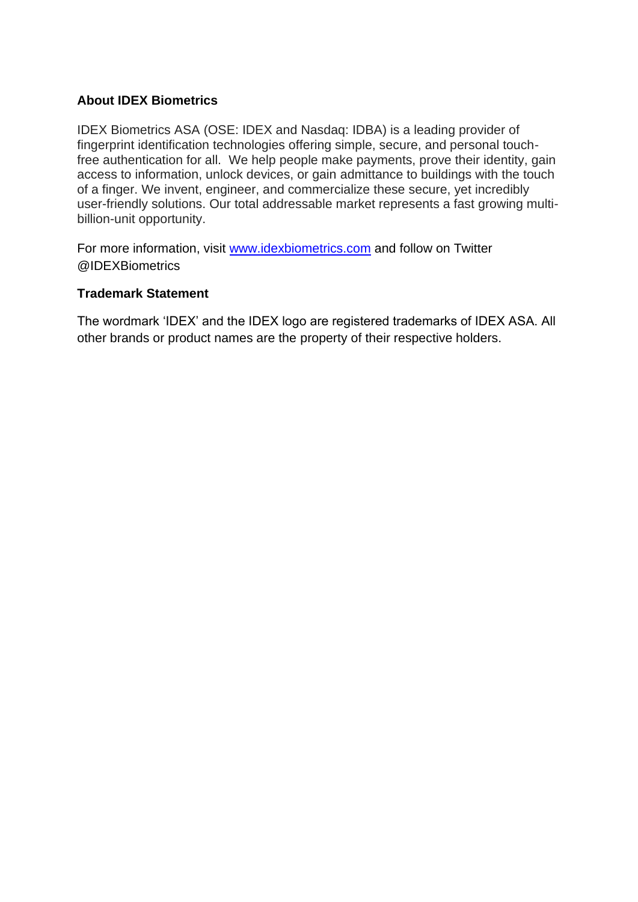**About IDEX Biometrics**

IDEX Biometrics ASA (OSE: IDEX and Nasdaq: IDBA) is a leading provider of fingerprint identification technologies offering simple, secure, and personal touch-free authentication for all. We help people make payments, prove their identity, gain access to information, unlock devices, or gain admittance to buildings with the touch of a finger. We invent, engineer, and commercialize these secure, yet incredibly user-friendly solutions. Our total addressable market represents a fast growing multi-billion-unit opportunity.

For more information, visit [www.idexbiometrics.com](http://www.idexbiometrics.com) and follow on Twitter @IDEXBiometrics

**Trademark Statement**

The wordmark 'IDEX' and the IDEX logo are registered trademarks of IDEX ASA. All other brands or product names are the property of their respective holders.